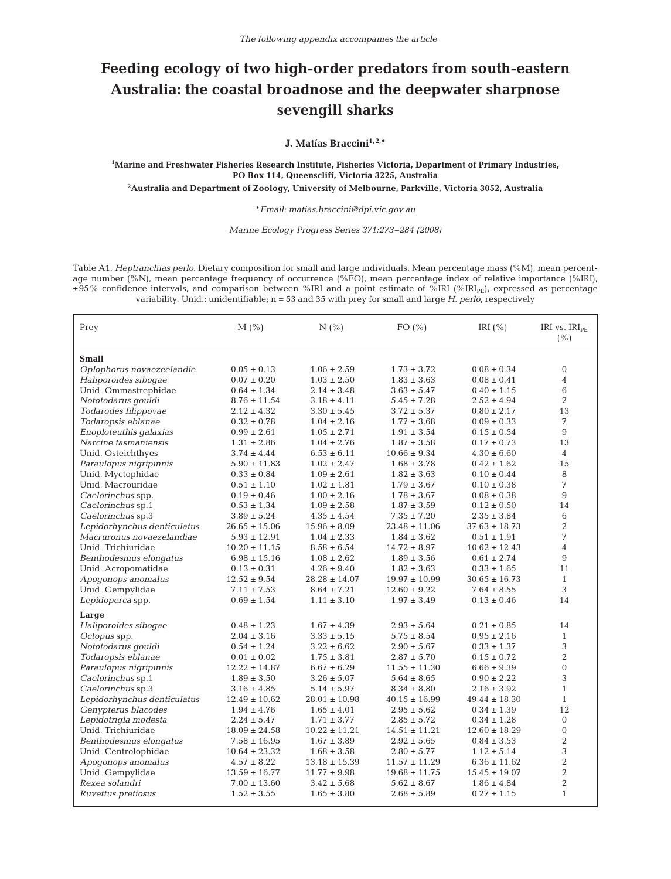The following appendix accompanies the article

# Feeding ecology of two high-order predators from south-eastern Australia: the coastal broadnose and the deepwater sharpnose sevengill sharks

**J. Matías Braccini[1,2,*]**

[1]Marine and Freshwater Fisheries Research Institute, Fisheries Victoria, Department of Primary Industries, PO Box 114, Queenscliff, Victoria 3225, Australia

[2]Australia and Department of Zoology, University of Melbourne, Parkville, Victoria 3052, Australia

*Email: matias.braccini@dpi.vic.gov.au

*Marine Ecology Progress Series 371:273–284 (2008)*

Table A1. *Heptranchias perlo*. Dietary composition for small and large individuals. Mean percentage mass (%M), mean percentage number (%N), mean percentage frequency of occurrence (%FO), mean percentage index of relative importance (%IRI), ±95% confidence intervals, and comparison between %IRI and a point estimate of %IRI (%$IRI_{PE}$), expressed as percentage variability. Unid.: unidentifiable; n = 53 and 35 with prey for small and large *H. perlo*, respectively

| Prey | M (%) | N (%) | FO (%) | IRI (%) | IRI vs. $IRI_{PE}$ (%) |
|---|---|---|---|---|---|
| **Small** | | | | | |
| *Oplophorus novaezeelandie* | 0.05 ± 0.13 | 1.06 ± 2.59 | 1.73 ± 3.72 | 0.08 ± 0.34 | 0 |
| *Haliporoides sibogae* | 0.07 ± 0.20 | 1.03 ± 2.50 | 1.83 ± 3.63 | 0.08 ± 0.41 | 4 |
| Unid. Ommastrephidae | 0.64 ± 1.34 | 2.14 ± 3.48 | 3.63 ± 5.47 | 0.40 ± 1.15 | 6 |
| *Nototodarus gouldi* | 8.76 ± 11.54 | 3.18 ± 4.11 | 5.45 ± 7.28 | 2.52 ± 4.94 | 2 |
| *Todarodes filippovae* | 2.12 ± 4.32 | 3.30 ± 5.45 | 3.72 ± 5.37 | 0.80 ± 2.17 | 13 |
| *Todaropsis eblanae* | 0.32 ± 0.78 | 1.04 ± 2.16 | 1.77 ± 3.68 | 0.09 ± 0.33 | 7 |
| *Enoploteuthis galaxias* | 0.99 ± 2.61 | 1.05 ± 2.71 | 1.91 ± 3.54 | 0.15 ± 0.54 | 9 |
| *Narcine tasmaniensis* | 1.31 ± 2.86 | 1.04 ± 2.76 | 1.87 ± 3.58 | 0.17 ± 0.73 | 13 |
| Unid. Osteichthyes | 3.74 ± 4.44 | 6.53 ± 6.11 | 10.66 ± 9.34 | 4.30 ± 6.60 | 4 |
| *Paraulopus nigripinnis* | 5.90 ± 11.83 | 1.02 ± 2.47 | 1.68 ± 3.78 | 0.42 ± 1.62 | 15 |
| Unid. Myctophidae | 0.33 ± 0.84 | 1.09 ± 2.61 | 1.82 ± 3.63 | 0.10 ± 0.44 | 8 |
| Unid. Macrouridae | 0.51 ± 1.10 | 1.02 ± 1.81 | 1.79 ± 3.67 | 0.10 ± 0.38 | 7 |
| *Caelorinchus* spp. | 0.19 ± 0.46 | 1.00 ± 2.16 | 1.78 ± 3.67 | 0.08 ± 0.38 | 9 |
| *Caelorinchus* sp.1 | 0.53 ± 1.34 | 1.09 ± 2.58 | 1.87 ± 3.59 | 0.12 ± 0.50 | 14 |
| *Caelorinchus* sp.3 | 3.89 ± 5.24 | 4.35 ± 4.54 | 7.35 ± 7.20 | 2.35 ± 3.84 | 6 |
| *Lepidorhynchus denticulatus* | 26.65 ± 15.06 | 15.96 ± 8.09 | 23.48 ± 11.06 | 37.63 ± 18.73 | 2 |
| *Macruronus novaezelandiae* | 5.93 ± 12.91 | 1.04 ± 2.33 | 1.84 ± 3.62 | 0.51 ± 1.91 | 7 |
| Unid. Trichiuridae | 10.20 ± 11.15 | 8.58 ± 6.54 | 14.72 ± 8.97 | 10.62 ± 12.43 | 4 |
| *Benthodesmus elongatus* | 6.98 ± 15.16 | 1.08 ± 2.62 | 1.89 ± 3.56 | 0.61 ± 2.74 | 9 |
| Unid. Acropomatidae | 0.13 ± 0.31 | 4.26 ± 9.40 | 1.82 ± 3.63 | 0.33 ± 1.65 | 11 |
| *Apogonops anomalus* | 12.52 ± 9.54 | 28.28 ± 14.07 | 19.97 ± 10.99 | 30.65 ± 16.73 | 1 |
| Unid. Gempylidae | 7.11 ± 7.53 | 8.64 ± 7.21 | 12.60 ± 9.22 | 7.64 ± 8.55 | 3 |
| *Lepidoperca* spp. | 0.69 ± 1.54 | 1.11 ± 3.10 | 1.97 ± 3.49 | 0.13 ± 0.46 | 14 |
| **Large** | | | | | |
| *Haliporoides sibogae* | 0.48 ± 1.23 | 1.67 ± 4.39 | 2.93 ± 5.64 | 0.21 ± 0.85 | 14 |
| *Octopus* spp. | 2.04 ± 3.16 | 3.33 ± 5.15 | 5.75 ± 8.54 | 0.95 ± 2.16 | 1 |
| *Nototodarus gouldi* | 0.54 ± 1.24 | 3.22 ± 6.62 | 2.90 ± 5.67 | 0.33 ± 1.37 | 3 |
| *Todaropsis eblanae* | 0.01 ± 0.02 | 1.75 ± 3.81 | 2.87 ± 5.70 | 0.15 ± 0.72 | 2 |
| *Paraulopus nigripinnis* | 12.22 ± 14.87 | 6.67 ± 6.29 | 11.55 ± 11.30 | 6.66 ± 9.39 | 0 |
| *Caelorinchus* sp.1 | 1.89 ± 3.50 | 3.26 ± 5.07 | 5.64 ± 8.65 | 0.90 ± 2.22 | 3 |
| *Caelorinchus* sp.3 | 3.16 ± 4.85 | 5.14 ± 5.97 | 8.34 ± 8.80 | 2.16 ± 3.92 | 1 |
| *Lepidorhynchus denticulatus* | 12.49 ± 10.62 | 28.01 ± 10.98 | 40.15 ± 16.99 | 49.44 ± 18.30 | 1 |
| *Genypterus blacodes* | 1.94 ± 4.76 | 1.65 ± 4.01 | 2.95 ± 5.62 | 0.34 ± 1.39 | 12 |
| *Lepidotrigla modesta* | 2.24 ± 5.47 | 1.71 ± 3.77 | 2.85 ± 5.72 | 0.34 ± 1.28 | 0 |
| Unid. Trichiuridae | 18.09 ± 24.58 | 10.22 ± 11.21 | 14.51 ± 11.21 | 12.60 ± 18.29 | 0 |
| *Benthodesmus elongatus* | 7.58 ± 16.95 | 1.67 ± 3.89 | 2.92 ± 5.65 | 0.84 ± 3.53 | 2 |
| Unid. Centrolophidae | 10.64 ± 23.32 | 1.68 ± 3.58 | 2.80 ± 5.77 | 1.12 ± 5.14 | 3 |
| *Apogonops anomalus* | 4.57 ± 8.22 | 13.18 ± 15.39 | 11.57 ± 11.29 | 6.36 ± 11.62 | 2 |
| Unid. Gempylidae | 13.59 ± 16.77 | 11.77 ± 9.98 | 19.68 ± 11.75 | 15.45 ± 19.07 | 2 |
| *Rexea solandri* | 7.00 ± 13.60 | 3.42 ± 5.68 | 5.62 ± 8.67 | 1.86 ± 4.84 | 2 |
| *Ruvettus pretiosus* | 1.52 ± 3.55 | 1.65 ± 3.80 | 2.68 ± 5.89 | 0.27 ± 1.15 | 1 |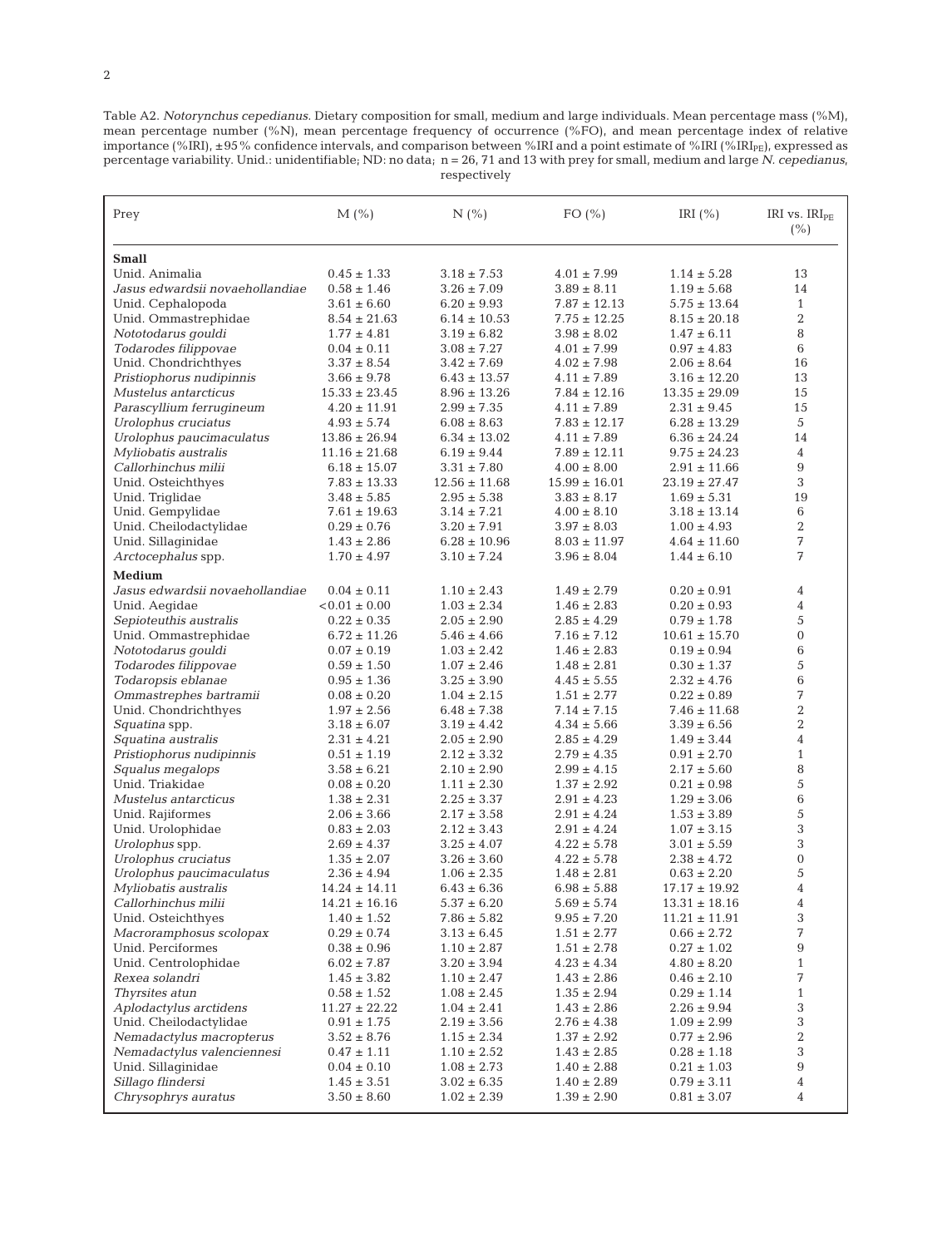Table A2. *Notorynchus cepedianus*. Dietary composition for small, medium and large individuals. Mean percentage mass (%M), mean percentage number (%N), mean percentage frequency of occurrence (%FO), and mean percentage index of relative importance (%IRI), ±95% confidence intervals, and comparison between %IRI and a point estimate of %IRI (%$IRI_{PE}$), expressed as percentage variability. Unid.: unidentifiable; ND: no data; n = 26, 71 and 13 with prey for small, medium and large *N. cepedianus*, respectively

| Prey | M (%) | N (%) | FO (%) | IRI (%) | IRI vs. $IRI_{PE}$ (%) |
|---|---|---|---|---|---|
| **Small** | | | | | |
| Unid. Animalia | 0.45 ± 1.33 | 3.18 ± 7.53 | 4.01 ± 7.99 | 1.14 ± 5.28 | 13 |
| *Jasus edwardsii novaehollandiae* | 0.58 ± 1.46 | 3.26 ± 7.09 | 3.89 ± 8.11 | 1.19 ± 5.68 | 14 |
| Unid. Cephalopoda | 3.61 ± 6.60 | 6.20 ± 9.93 | 7.87 ± 12.13 | 5.75 ± 13.64 | 1 |
| Unid. Ommastrephidae | 8.54 ± 21.63 | 6.14 ± 10.53 | 7.75 ± 12.25 | 8.15 ± 20.18 | 2 |
| *Nototodarus gouldi* | 1.77 ± 4.81 | 3.19 ± 6.82 | 3.98 ± 8.02 | 1.47 ± 6.11 | 8 |
| *Todarodes filippovae* | 0.04 ± 0.11 | 3.08 ± 7.27 | 4.01 ± 7.99 | 0.97 ± 4.83 | 6 |
| Unid. Chondrichthyes | 3.37 ± 8.54 | 3.42 ± 7.69 | 4.02 ± 7.98 | 2.06 ± 8.64 | 16 |
| *Pristiophorus nudipinnis* | 3.66 ± 9.78 | 6.43 ± 13.57 | 4.11 ± 7.89 | 3.16 ± 12.20 | 13 |
| *Mustelus antarcticus* | 15.33 ± 23.45 | 8.96 ± 13.26 | 7.84 ± 12.16 | 13.35 ± 29.09 | 15 |
| *Parascyllium ferrugineum* | 4.20 ± 11.91 | 2.99 ± 7.35 | 4.11 ± 7.89 | 2.31 ± 9.45 | 15 |
| *Urolophus cruciatus* | 4.93 ± 5.74 | 6.08 ± 8.63 | 7.83 ± 12.17 | 6.28 ± 13.29 | 5 |
| *Urolophus paucimaculatus* | 13.86 ± 26.94 | 6.34 ± 13.02 | 4.11 ± 7.89 | 6.36 ± 24.24 | 14 |
| *Myliobatis australis* | 11.16 ± 21.68 | 6.19 ± 9.44 | 7.89 ± 12.11 | 9.75 ± 24.23 | 4 |
| *Callorhinchus milii* | 6.18 ± 15.07 | 3.31 ± 7.80 | 4.00 ± 8.00 | 2.91 ± 11.66 | 9 |
| Unid. Osteichthyes | 7.83 ± 13.33 | 12.56 ± 11.68 | 15.99 ± 16.01 | 23.19 ± 27.47 | 3 |
| Unid. Triglidae | 3.48 ± 5.85 | 2.95 ± 5.38 | 3.83 ± 8.17 | 1.69 ± 5.31 | 19 |
| Unid. Gempylidae | 7.61 ± 19.63 | 3.14 ± 7.21 | 4.00 ± 8.10 | 3.18 ± 13.14 | 6 |
| Unid. Cheilodactylidae | 0.29 ± 0.76 | 3.20 ± 7.91 | 3.97 ± 8.03 | 1.00 ± 4.93 | 2 |
| Unid. Sillaginidae | 1.43 ± 2.86 | 6.28 ± 10.96 | 8.03 ± 11.97 | 4.64 ± 11.60 | 7 |
| *Arctocephalus* spp. | 1.70 ± 4.97 | 3.10 ± 7.24 | 3.96 ± 8.04 | 1.44 ± 6.10 | 7 |
| **Medium** | | | | | |
| *Jasus edwardsii novaehollandiae* | 0.04 ± 0.11 | 1.10 ± 2.43 | 1.49 ± 2.79 | 0.20 ± 0.91 | 4 |
| Unid. Aegidae | <0.01 ± 0.00 | 1.03 ± 2.34 | 1.46 ± 2.83 | 0.20 ± 0.93 | 4 |
| *Sepioteuthis australis* | 0.22 ± 0.35 | 2.05 ± 2.90 | 2.85 ± 4.29 | 0.79 ± 1.78 | 5 |
| Unid. Ommastrephidae | 6.72 ± 11.26 | 5.46 ± 4.66 | 7.16 ± 7.12 | 10.61 ± 15.70 | 0 |
| *Nototodarus gouldi* | 0.07 ± 0.19 | 1.03 ± 2.42 | 1.46 ± 2.83 | 0.19 ± 0.94 | 6 |
| *Todarodes filippovae* | 0.59 ± 1.50 | 1.07 ± 2.46 | 1.48 ± 2.81 | 0.30 ± 1.37 | 5 |
| *Todaropsis eblanae* | 0.95 ± 1.36 | 3.25 ± 3.90 | 4.45 ± 5.55 | 2.32 ± 4.76 | 6 |
| *Ommastrephes bartramii* | 0.08 ± 0.20 | 1.04 ± 2.15 | 1.51 ± 2.77 | 0.22 ± 0.89 | 7 |
| Unid. Chondrichthyes | 1.97 ± 2.56 | 6.48 ± 7.38 | 7.14 ± 7.15 | 7.46 ± 11.68 | 2 |
| *Squatina* spp. | 3.18 ± 6.07 | 3.19 ± 4.42 | 4.34 ± 5.66 | 3.39 ± 6.56 | 2 |
| *Squatina australis* | 2.31 ± 4.21 | 2.05 ± 2.90 | 2.85 ± 4.29 | 1.49 ± 3.44 | 4 |
| *Pristiophorus nudipinnis* | 0.51 ± 1.19 | 2.12 ± 3.32 | 2.79 ± 4.35 | 0.91 ± 2.70 | 1 |
| *Squalus megalops* | 3.58 ± 6.21 | 2.10 ± 2.90 | 2.99 ± 4.15 | 2.17 ± 5.60 | 8 |
| Unid. Triakidae | 0.08 ± 0.20 | 1.11 ± 2.30 | 1.37 ± 2.92 | 0.21 ± 0.98 | 5 |
| *Mustelus antarcticus* | 1.38 ± 2.31 | 2.25 ± 3.37 | 2.91 ± 4.23 | 1.29 ± 3.06 | 6 |
| Unid. Rajiformes | 2.06 ± 3.66 | 2.17 ± 3.58 | 2.91 ± 4.24 | 1.53 ± 3.89 | 5 |
| Unid. Urolophidae | 0.83 ± 2.03 | 2.12 ± 3.43 | 2.91 ± 4.24 | 1.07 ± 3.15 | 3 |
| *Urolophus* spp. | 2.69 ± 4.37 | 3.25 ± 4.07 | 4.22 ± 5.78 | 3.01 ± 5.59 | 3 |
| *Urolophus cruciatus* | 1.35 ± 2.07 | 3.26 ± 3.60 | 4.22 ± 5.78 | 2.38 ± 4.72 | 0 |
| *Urolophus paucimaculatus* | 2.36 ± 4.94 | 1.06 ± 2.35 | 1.48 ± 2.81 | 0.63 ± 2.20 | 5 |
| *Myliobatis australis* | 14.24 ± 14.11 | 6.43 ± 6.36 | 6.98 ± 5.88 | 17.17 ± 19.92 | 4 |
| *Callorhinchus milii* | 14.21 ± 16.16 | 5.37 ± 6.20 | 5.69 ± 5.74 | 13.31 ± 18.16 | 4 |
| Unid. Osteichthyes | 1.40 ± 1.52 | 7.86 ± 5.82 | 9.95 ± 7.20 | 11.21 ± 11.91 | 3 |
| *Macroramphosus scolopax* | 0.29 ± 0.74 | 3.13 ± 6.45 | 1.51 ± 2.77 | 0.66 ± 2.72 | 7 |
| Unid. Perciformes | 0.38 ± 0.96 | 1.10 ± 2.87 | 1.51 ± 2.78 | 0.27 ± 1.02 | 9 |
| Unid. Centrolophidae | 6.02 ± 7.87 | 3.20 ± 3.94 | 4.23 ± 4.34 | 4.80 ± 8.20 | 1 |
| *Rexea solandri* | 1.45 ± 3.82 | 1.10 ± 2.47 | 1.43 ± 2.86 | 0.46 ± 2.10 | 7 |
| *Thyrsites atun* | 0.58 ± 1.52 | 1.08 ± 2.45 | 1.35 ± 2.94 | 0.29 ± 1.14 | 1 |
| *Aplodactylus arctidens* | 11.27 ± 22.22 | 1.04 ± 2.41 | 1.43 ± 2.86 | 2.26 ± 9.94 | 3 |
| Unid. Cheilodactylidae | 0.91 ± 1.75 | 2.19 ± 3.56 | 2.76 ± 4.38 | 1.09 ± 2.99 | 3 |
| *Nemadactylus macropterus* | 3.52 ± 8.76 | 1.15 ± 2.34 | 1.37 ± 2.92 | 0.77 ± 2.96 | 2 |
| *Nemadactylus valenciennesi* | 0.47 ± 1.11 | 1.10 ± 2.52 | 1.43 ± 2.85 | 0.28 ± 1.18 | 3 |
| Unid. Sillaginidae | 0.04 ± 0.10 | 1.08 ± 2.73 | 1.40 ± 2.88 | 0.21 ± 1.03 | 9 |
| *Sillago flindersi* | 1.45 ± 3.51 | 3.02 ± 6.35 | 1.40 ± 2.89 | 0.79 ± 3.11 | 4 |
| *Chrysophrys auratus* | 3.50 ± 8.60 | 1.02 ± 2.39 | 1.39 ± 2.90 | 0.81 ± 3.07 | 4 |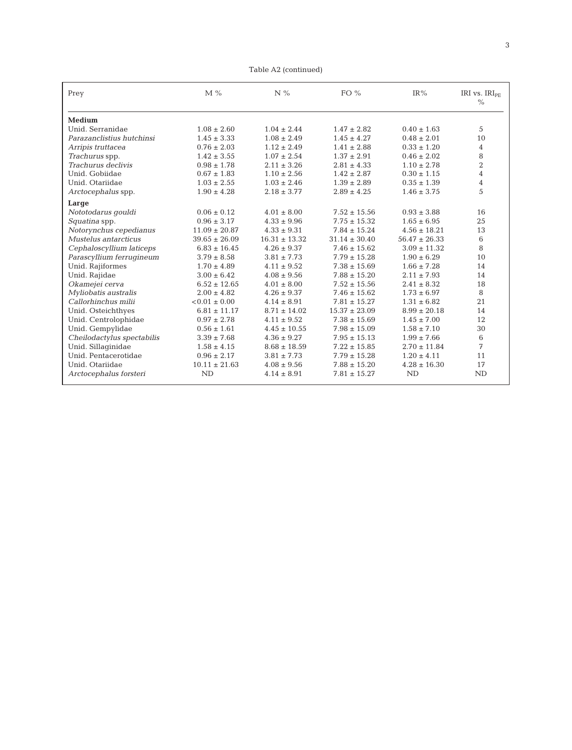Table A2 (continued)

| Prey | M % | N % | FO % | IR% | IRI vs. $IRI_{PE}$ % |
|---|---|---|---|---|---|
| **Medium** | | | | | |
| Unid. Serranidae | 1.08 ± 2.60 | 1.04 ± 2.44 | 1.47 ± 2.82 | 0.40 ± 1.63 | 5 |
| *Parazanclistius hutchinsi* | 1.45 ± 3.33 | 1.08 ± 2.49 | 1.45 ± 4.27 | 0.48 ± 2.01 | 10 |
| *Arripis truttacea* | 0.76 ± 2.03 | 1.12 ± 2.49 | 1.41 ± 2.88 | 0.33 ± 1.20 | 4 |
| *Trachurus* spp. | 1.42 ± 3.55 | 1.07 ± 2.54 | 1.37 ± 2.91 | 0.46 ± 2.02 | 8 |
| *Trachurus declivis* | 0.98 ± 1.78 | 2.11 ± 3.26 | 2.81 ± 4.33 | 1.10 ± 2.78 | 2 |
| Unid. Gobiidae | 0.67 ± 1.83 | 1.10 ± 2.56 | 1.42 ± 2.87 | 0.30 ± 1.15 | 4 |
| Unid. Otariidae | 1.03 ± 2.55 | 1.03 ± 2.46 | 1.39 ± 2.89 | 0.35 ± 1.39 | 4 |
| *Arctocephalus* spp. | 1.90 ± 4.28 | 2.18 ± 3.77 | 2.89 ± 4.25 | 1.46 ± 3.75 | 5 |
| **Large** | | | | | |
| *Nototodarus gouldi* | 0.06 ± 0.12 | 4.01 ± 8.00 | 7.52 ± 15.56 | 0.93 ± 3.88 | 16 |
| *Squatina* spp. | 0.96 ± 3.17 | 4.33 ± 9.96 | 7.75 ± 15.32 | 1.65 ± 6.95 | 25 |
| *Notorynchus cepedianus* | 11.09 ± 20.87 | 4.33 ± 9.31 | 7.84 ± 15.24 | 4.56 ± 18.21 | 13 |
| *Mustelus antarcticus* | 39.65 ± 26.09 | 16.31 ± 13.32 | 31.14 ± 30.40 | 56.47 ± 26.33 | 6 |
| *Cephaloscyllium laticeps* | 6.83 ± 16.45 | 4.26 ± 9.37 | 7.46 ± 15.62 | 3.09 ± 11.32 | 8 |
| *Parascyllium ferrugineum* | 3.79 ± 8.58 | 3.81 ± 7.73 | 7.79 ± 15.28 | 1.90 ± 6.29 | 10 |
| Unid. Rajiformes | 1.70 ± 4.89 | 4.11 ± 9.52 | 7.38 ± 15.69 | 1.66 ± 7.28 | 14 |
| Unid. Rajidae | 3.00 ± 6.42 | 4.08 ± 9.56 | 7.88 ± 15.20 | 2.11 ± 7.93 | 14 |
| *Okamejei cerva* | 6.52 ± 12.65 | 4.01 ± 8.00 | 7.52 ± 15.56 | 2.41 ± 8.32 | 18 |
| *Myliobatis australis* | 2.00 ± 4.82 | 4.26 ± 9.37 | 7.46 ± 15.62 | 1.73 ± 6.97 | 8 |
| *Callorhinchus milii* | <0.01 ± 0.00 | 4.14 ± 8.91 | 7.81 ± 15.27 | 1.31 ± 6.82 | 21 |
| Unid. Osteichthyes | 6.81 ± 11.17 | 8.71 ± 14.02 | 15.37 ± 23.09 | 8.99 ± 20.18 | 14 |
| Unid. Centrolophidae | 0.97 ± 2.78 | 4.11 ± 9.52 | 7.38 ± 15.69 | 1.45 ± 7.00 | 12 |
| Unid. Gempylidae | 0.56 ± 1.61 | 4.45 ± 10.55 | 7.98 ± 15.09 | 1.58 ± 7.10 | 30 |
| *Cheilodactylus spectabilis* | 3.39 ± 7.68 | 4.36 ± 9.27 | 7.95 ± 15.13 | 1.99 ± 7.66 | 6 |
| Unid. Sillaginidae | 1.58 ± 4.15 | 8.68 ± 18.59 | 7.22 ± 15.85 | 2.70 ± 11.84 | 7 |
| Unid. Pentacerotidae | 0.96 ± 2.17 | 3.81 ± 7.73 | 7.79 ± 15.28 | 1.20 ± 4.11 | 11 |
| Unid. Otariidae | 10.11 ± 21.63 | 4.08 ± 9.56 | 7.88 ± 15.20 | 4.28 ± 16.30 | 17 |
| *Arctocephalus forsteri* | ND | 4.14 ± 8.91 | 7.81 ± 15.27 | ND | ND |